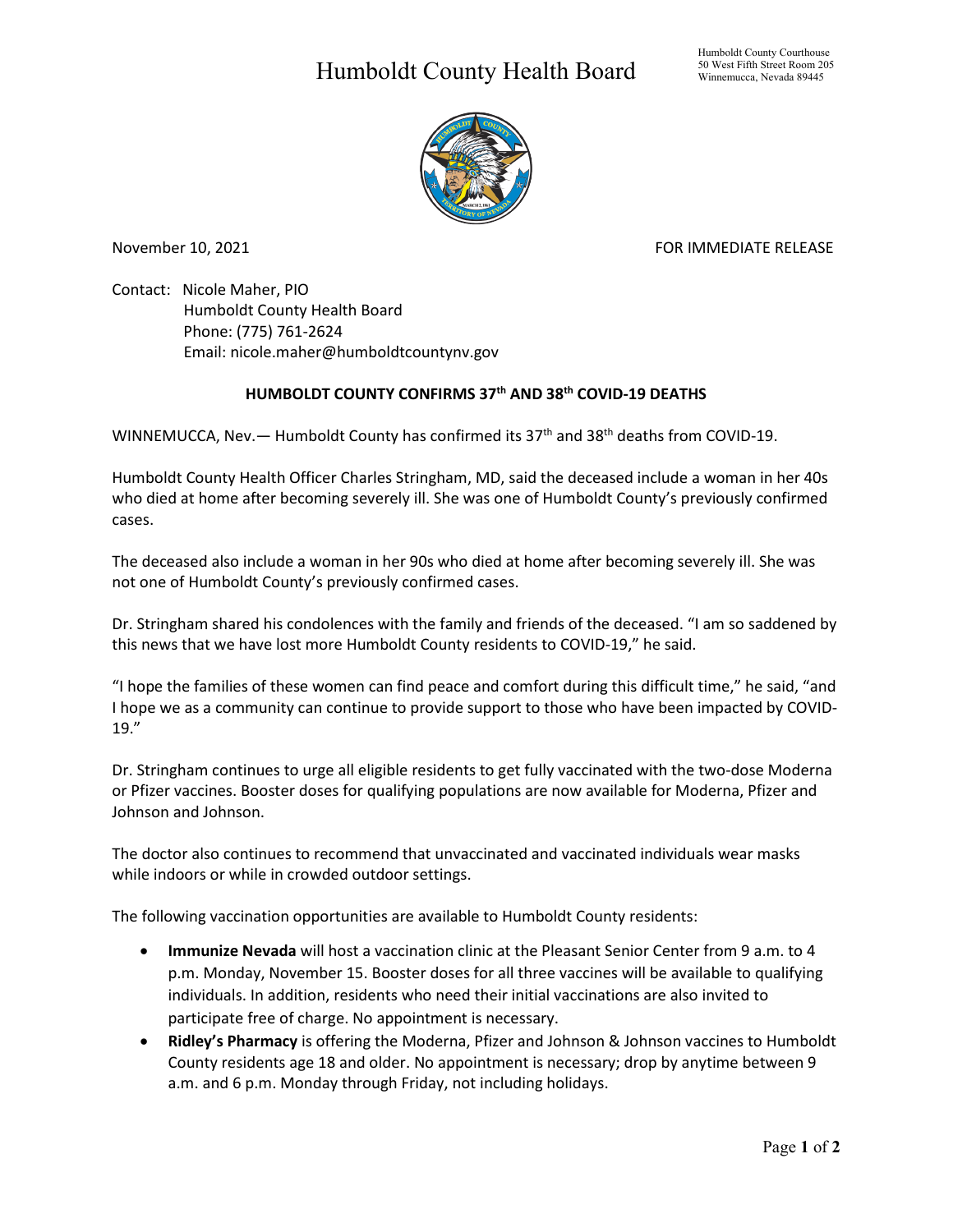# Humboldt County Health Board

Humboldt County Courthouse
50 West Fifth Street Room 205
Winnemucca, Nevada 89445

November 10, 2021

FOR IMMEDIATE RELEASE

Contact: Nicole Maher, PIO
Humboldt County Health Board
Phone: (775) 761-2624
Email: nicole.maher@humboldtcountynv.gov

**HUMBOLDT COUNTY CONFIRMS 37th AND 38th COVID-19 DEATHS**

WINNEMUCCA, Nev.— Humboldt County has confirmed its 37th and 38th deaths from COVID-19.

Humboldt County Health Officer Charles Stringham, MD, said the deceased include a woman in her 40s who died at home after becoming severely ill. She was one of Humboldt County's previously confirmed cases.

The deceased also include a woman in her 90s who died at home after becoming severely ill. She was not one of Humboldt County's previously confirmed cases.

Dr. Stringham shared his condolences with the family and friends of the deceased. "I am so saddened by this news that we have lost more Humboldt County residents to COVID-19," he said.

"I hope the families of these women can find peace and comfort during this difficult time," he said, "and I hope we as a community can continue to provide support to those who have been impacted by COVID-19."

Dr. Stringham continues to urge all eligible residents to get fully vaccinated with the two-dose Moderna or Pfizer vaccines. Booster doses for qualifying populations are now available for Moderna, Pfizer and Johnson and Johnson.

The doctor also continues to recommend that unvaccinated and vaccinated individuals wear masks while indoors or while in crowded outdoor settings.

The following vaccination opportunities are available to Humboldt County residents:

- **Immunize Nevada** will host a vaccination clinic at the Pleasant Senior Center from 9 a.m. to 4 p.m. Monday, November 15. Booster doses for all three vaccines will be available to qualifying individuals. In addition, residents who need their initial vaccinations are also invited to participate free of charge. No appointment is necessary.
- **Ridley's Pharmacy** is offering the Moderna, Pfizer and Johnson & Johnson vaccines to Humboldt County residents age 18 and older. No appointment is necessary; drop by anytime between 9 a.m. and 6 p.m. Monday through Friday, not including holidays.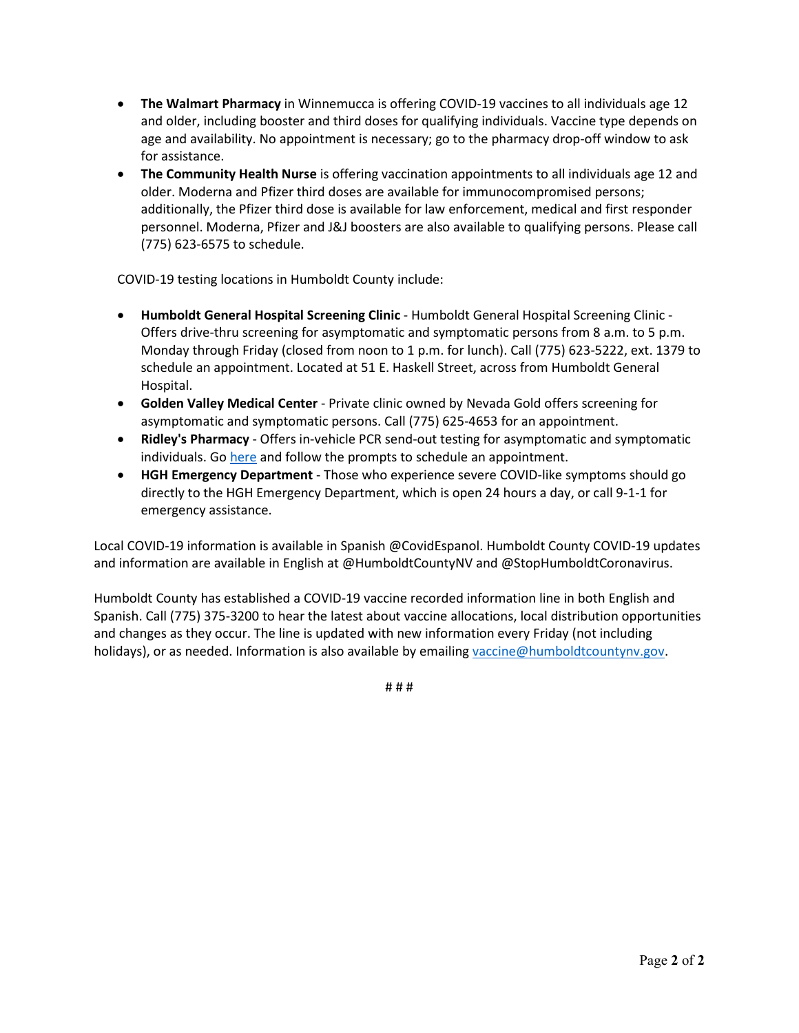- **The Walmart Pharmacy** in Winnemucca is offering COVID-19 vaccines to all individuals age 12 and older, including booster and third doses for qualifying individuals. Vaccine type depends on age and availability. No appointment is necessary; go to the pharmacy drop-off window to ask for assistance.
- **The Community Health Nurse** is offering vaccination appointments to all individuals age 12 and older. Moderna and Pfizer third doses are available for immunocompromised persons; additionally, the Pfizer third dose is available for law enforcement, medical and first responder personnel. Moderna, Pfizer and J&J boosters are also available to qualifying persons. Please call (775) 623-6575 to schedule.

COVID-19 testing locations in Humboldt County include:

- **Humboldt General Hospital Screening Clinic** - Humboldt General Hospital Screening Clinic - Offers drive-thru screening for asymptomatic and symptomatic persons from 8 a.m. to 5 p.m. Monday through Friday (closed from noon to 1 p.m. for lunch). Call (775) 623-5222, ext. 1379 to schedule an appointment. Located at 51 E. Haskell Street, across from Humboldt General Hospital.
- **Golden Valley Medical Center** - Private clinic owned by Nevada Gold offers screening for asymptomatic and symptomatic persons. Call (775) 625-4653 for an appointment.
- **Ridley's Pharmacy** - Offers in-vehicle PCR send-out testing for asymptomatic and symptomatic individuals. Go here and follow the prompts to schedule an appointment.
- **HGH Emergency Department** - Those who experience severe COVID-like symptoms should go directly to the HGH Emergency Department, which is open 24 hours a day, or call 9-1-1 for emergency assistance.

Local COVID-19 information is available in Spanish @CovidEspanol. Humboldt County COVID-19 updates and information are available in English at @HumboldtCountyNV and @StopHumboldtCoronavirus.

Humboldt County has established a COVID-19 vaccine recorded information line in both English and Spanish. Call (775) 375-3200 to hear the latest about vaccine allocations, local distribution opportunities and changes as they occur. The line is updated with new information every Friday (not including holidays), or as needed. Information is also available by emailing vaccine@humboldtcountynv.gov.

# # #